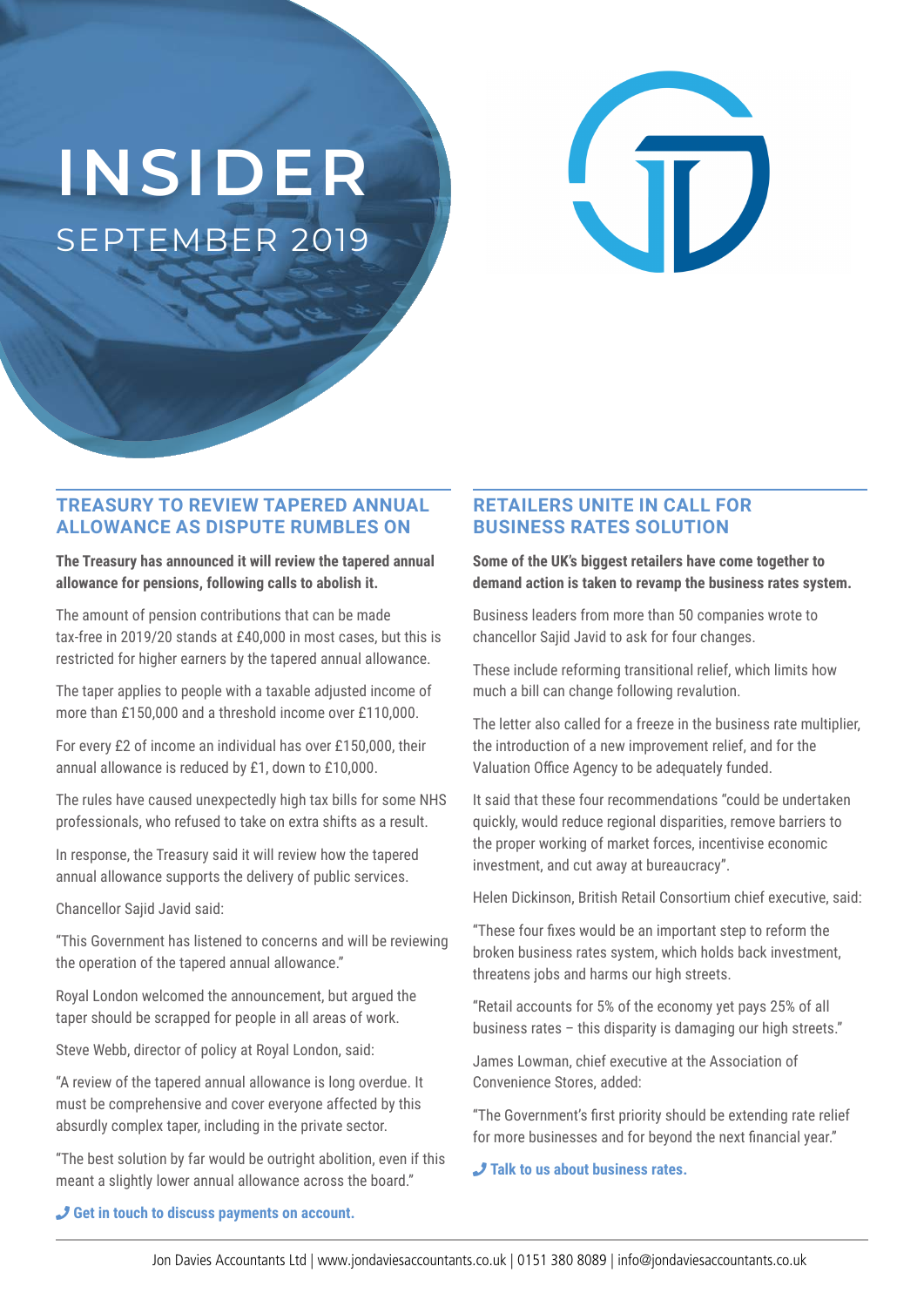# INSIDER

SEPTEMBER 2019

## TREASURY TO REVIEW TAPERED ANNUAL ALLOWANCE AS DISPUTE RUMBLES ON

**The Treasury has announced it will review the tapered annual allowance for pensions, following calls to abolish it.**

The amount of pension contributions that can be made tax-free in 2019/20 stands at £40,000 in most cases, but this is restricted for higher earners by the tapered annual allowance.

The taper applies to people with a taxable adjusted income of more than £150,000 and a threshold income over £110,000.

For every £2 of income an individual has over £150,000, their annual allowance is reduced by £1, down to £10,000.

The rules have caused unexpectedly high tax bills for some NHS professionals, who refused to take on extra shifts as a result.

In response, the Treasury said it will review how the tapered annual allowance supports the delivery of public services.

Chancellor Sajid Javid said:

"This Government has listened to concerns and will be reviewing the operation of the tapered annual allowance."

Royal London welcomed the announcement, but argued the taper should be scrapped for people in all areas of work.

Steve Webb, director of policy at Royal London, said:

"A review of the tapered annual allowance is long overdue. It must be comprehensive and cover everyone affected by this absurdly complex taper, including in the private sector.

"The best solution by far would be outright abolition, even if this meant a slightly lower annual allowance across the board."

**Get in touch to discuss payments on account.**

## RETAILERS UNITE IN CALL FOR BUSINESS RATES SOLUTION

**Some of the UK's biggest retailers have come together to demand action is taken to revamp the business rates system.**

Business leaders from more than 50 companies wrote to chancellor Sajid Javid to ask for four changes.

These include reforming transitional relief, which limits how much a bill can change following revaluation.

The letter also called for a freeze in the business rate multiplier, the introduction of a new improvement relief, and for the Valuation Office Agency to be adequately funded.

It said that these four recommendations "could be undertaken quickly, would reduce regional disparities, remove barriers to the proper working of market forces, incentivise economic investment, and cut away at bureaucracy".

Helen Dickinson, British Retail Consortium chief executive, said:

"These four fixes would be an important step to reform the broken business rates system, which holds back investment, threatens jobs and harms our high streets.

"Retail accounts for 5% of the economy yet pays 25% of all business rates – this disparity is damaging our high streets."

James Lowman, chief executive at the Association of Convenience Stores, added:

"The Government's first priority should be extending rate relief for more businesses and for beyond the next financial year."

**Talk to us about business rates.**

Jon Davies Accountants Ltd | www.jondaviesaccountants.co.uk | 0151 380 8089 | info@jondaviesaccountants.co.uk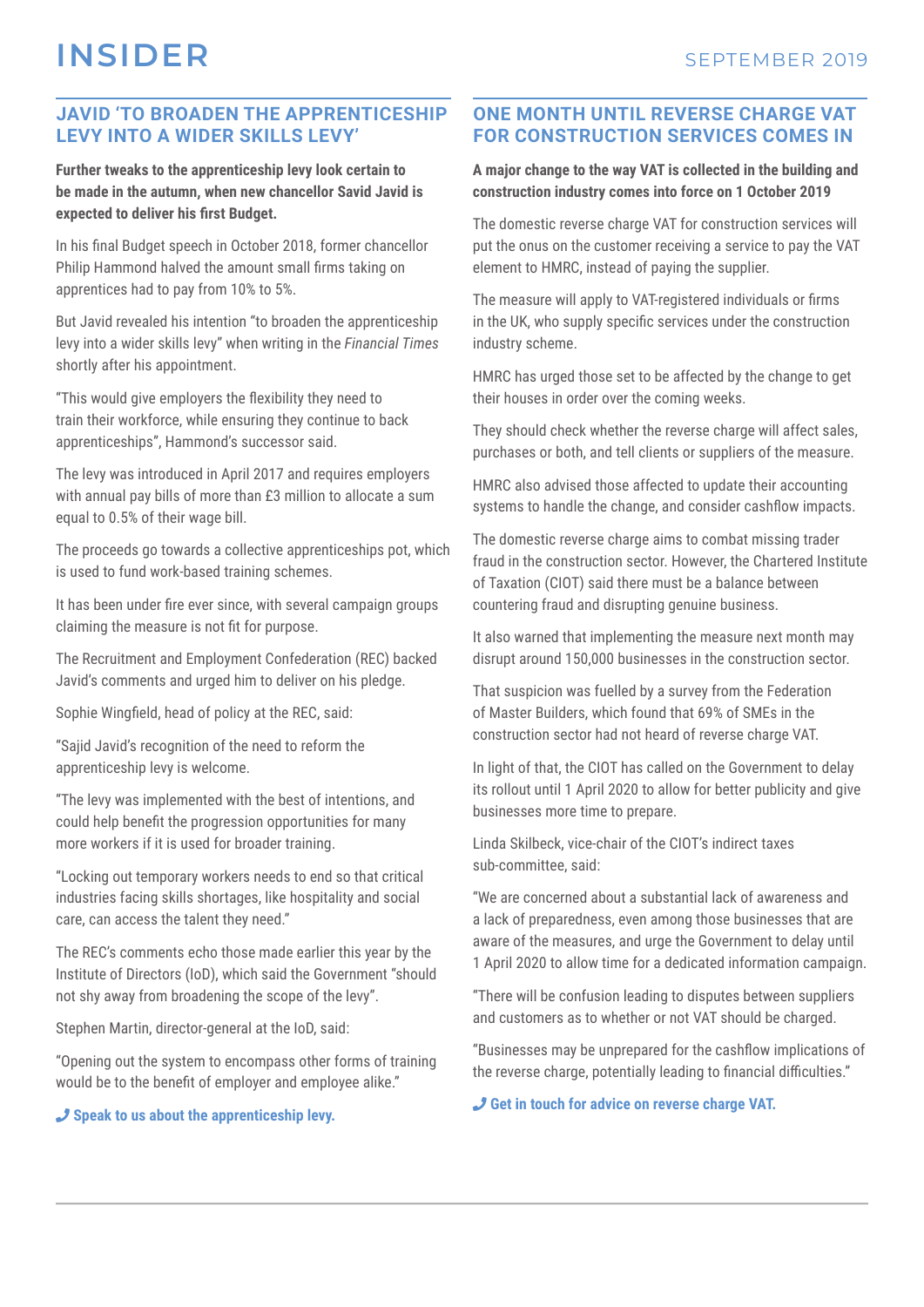## JAVID 'TO BROADEN THE APPRENTICESHIP LEVY INTO A WIDER SKILLS LEVY'

**Further tweaks to the apprenticeship levy look certain to be made in the autumn, when new chancellor Savid Javid is expected to deliver his first Budget.**

In his final Budget speech in October 2018, former chancellor Philip Hammond halved the amount small firms taking on apprentices had to pay from 10% to 5%.

But Javid revealed his intention "to broaden the apprenticeship levy into a wider skills levy" when writing in the *Financial Times* shortly after his appointment.

"This would give employers the flexibility they need to train their workforce, while ensuring they continue to back apprenticeships", Hammond's successor said.

The levy was introduced in April 2017 and requires employers with annual pay bills of more than £3 million to allocate a sum equal to 0.5% of their wage bill.

The proceeds go towards a collective apprenticeships pot, which is used to fund work-based training schemes.

It has been under fire ever since, with several campaign groups claiming the measure is not fit for purpose.

The Recruitment and Employment Confederation (REC) backed Javid's comments and urged him to deliver on his pledge.

Sophie Wingfield, head of policy at the REC, said:

"Sajid Javid's recognition of the need to reform the apprenticeship levy is welcome.

"The levy was implemented with the best of intentions, and could help benefit the progression opportunities for many more workers if it is used for broader training.

"Locking out temporary workers needs to end so that critical industries facing skills shortages, like hospitality and social care, can access the talent they need."

The REC's comments echo those made earlier this year by the Institute of Directors (IoD), which said the Government "should not shy away from broadening the scope of the levy".

Stephen Martin, director-general at the IoD, said:

"Opening out the system to encompass other forms of training would be to the benefit of employer and employee alike."

**Speak to us about the apprenticeship levy.**

## ONE MONTH UNTIL REVERSE CHARGE VAT FOR CONSTRUCTION SERVICES COMES IN

**A major change to the way VAT is collected in the building and construction industry comes into force on 1 October 2019**

The domestic reverse charge VAT for construction services will put the onus on the customer receiving a service to pay the VAT element to HMRC, instead of paying the supplier.

The measure will apply to VAT-registered individuals or firms in the UK, who supply specific services under the construction industry scheme.

HMRC has urged those set to be affected by the change to get their houses in order over the coming weeks.

They should check whether the reverse charge will affect sales, purchases or both, and tell clients or suppliers of the measure.

HMRC also advised those affected to update their accounting systems to handle the change, and consider cashflow impacts.

The domestic reverse charge aims to combat missing trader fraud in the construction sector. However, the Chartered Institute of Taxation (CIOT) said there must be a balance between countering fraud and disrupting genuine business.

It also warned that implementing the measure next month may disrupt around 150,000 businesses in the construction sector.

That suspicion was fuelled by a survey from the Federation of Master Builders, which found that 69% of SMEs in the construction sector had not heard of reverse charge VAT.

In light of that, the CIOT has called on the Government to delay its rollout until 1 April 2020 to allow for better publicity and give businesses more time to prepare.

Linda Skilbeck, vice-chair of the CIOT's indirect taxes sub-committee, said:

"We are concerned about a substantial lack of awareness and a lack of preparedness, even among those businesses that are aware of the measures, and urge the Government to delay until 1 April 2020 to allow time for a dedicated information campaign.

"There will be confusion leading to disputes between suppliers and customers as to whether or not VAT should be charged.

"Businesses may be unprepared for the cashflow implications of the reverse charge, potentially leading to financial difficulties."

**Get in touch for advice on reverse charge VAT.**